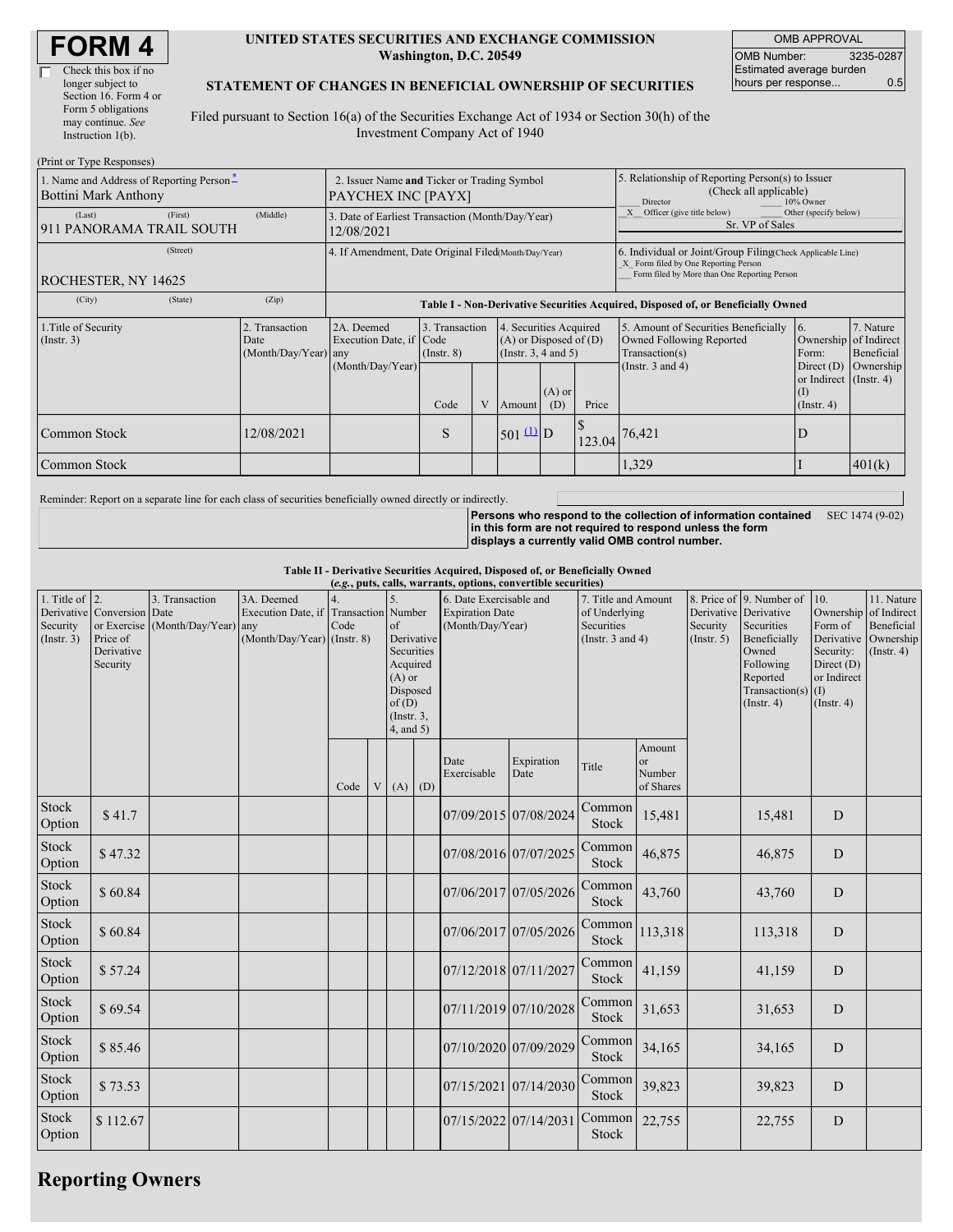# FORM 4

☐ Check this box if no longer subject to Section 16. Form 4 or Form 5 obligations may continue. *See* Instruction 1(b).

**UNITED STATES SECURITIES AND EXCHANGE COMMISSION**
**Washington, D.C. 20549**

**STATEMENT OF CHANGES IN BENEFICIAL OWNERSHIP OF SECURITIES**

Filed pursuant to Section 16(a) of the Securities Exchange Act of 1934 or Section 30(h) of the Investment Company Act of 1940

| OMB APPROVAL | |
|---|---|
| OMB Number: | 3235-0287 |
| Estimated average burden hours per response... | 0.5 |

(Print or Type Responses)

| 1. Name and Address of Reporting Person* | 2. Issuer Name **and** Ticker or Trading Symbol | 5. Relationship of Reporting Person(s) to Issuer (Check all applicable) |
|---|---|---|
| Bottini Mark Anthony | PAYCHEX INC [PAYX] | ___ Director ___ 10% Owner |
| (Last) (First) (Middle) 911 PANORAMA TRAIL SOUTH | 3. Date of Earliest Transaction (Month/Day/Year) 12/08/2021 | _X_ Officer (give title below) ___ Other (specify below) Sr. VP of Sales |
| (Street) ROCHESTER, NY 14625 | 4. If Amendment, Date Original Filed (Month/Day/Year) | 6. Individual or Joint/Group Filing (Check Applicable Line) _X_ Form filed by One Reporting Person ___ Form filed by More than One Reporting Person |
| (City) (State) (Zip) | | |

**Table I - Non-Derivative Securities Acquired, Disposed of, or Beneficially Owned**

| 1.Title of Security (Instr. 3) | 2. Transaction Date (Month/Day/Year) | 2A. Deemed Execution Date, if any (Month/Day/Year) | 3. Transaction Code (Instr. 8) Code | V | 4. Securities Acquired (A) or Disposed of (D) (Instr. 3, 4 and 5) Amount | (A) or (D) | Price | 5. Amount of Securities Beneficially Owned Following Reported Transaction(s) (Instr. 3 and 4) | 6. Ownership Form: Direct (D) or Indirect (I) (Instr. 4) | 7. Nature of Indirect Beneficial Ownership (Instr. 4) |
|---|---|---|---|---|---|---|---|---|---|---|
| Common Stock | 12/08/2021 | | S | | 501 (1) | D | $ 123.04 | 76,421 | D | |
| Common Stock | | | | | | | | 1,329 | I | 401(k) |

Reminder: Report on a separate line for each class of securities beneficially owned directly or indirectly.

**Persons who respond to the collection of information contained in this form are not required to respond unless the form displays a currently valid OMB control number.** SEC 1474 (9-02)

**Table II - Derivative Securities Acquired, Disposed of, or Beneficially Owned**
***(e.g.*, puts, calls, warrants, options, convertible securities)**

| 1. Title of Derivative Security (Instr. 3) | 2. Conversion or Exercise Price of Derivative Security | 3. Transaction Date (Month/Day/Year) | 3A. Deemed Execution Date, if any (Month/Day/Year) | 4. Transaction Code (Instr. 8) Code | V | 5. Number of Derivative Securities Acquired (A) or Disposed of (D) (Instr. 3, 4, and 5) (A) | (D) | 6. Date Exercisable and Expiration Date (Month/Day/Year) Date Exercisable | Expiration Date | 7. Title and Amount of Underlying Securities (Instr. 3 and 4) Title | Amount or Number of Shares | 8. Price of Derivative Security (Instr. 5) | 9. Number of Derivative Securities Beneficially Owned Following Reported Transaction(s) (Instr. 4) | 10. Ownership Form of Derivative Security: Direct (D) or Indirect (I) (Instr. 4) | 11. Nature of Indirect Beneficial Ownership (Instr. 4) |
|---|---|---|---|---|---|---|---|---|---|---|---|---|---|---|---|
| Stock Option | $ 41.7 | | | | | | | 07/09/2015 | 07/08/2024 | Common Stock | 15,481 | | 15,481 | D | |
| Stock Option | $ 47.32 | | | | | | | 07/08/2016 | 07/07/2025 | Common Stock | 46,875 | | 46,875 | D | |
| Stock Option | $ 60.84 | | | | | | | 07/06/2017 | 07/05/2026 | Common Stock | 43,760 | | 43,760 | D | |
| Stock Option | $ 60.84 | | | | | | | 07/06/2017 | 07/05/2026 | Common Stock | 113,318 | | 113,318 | D | |
| Stock Option | $ 57.24 | | | | | | | 07/12/2018 | 07/11/2027 | Common Stock | 41,159 | | 41,159 | D | |
| Stock Option | $ 69.54 | | | | | | | 07/11/2019 | 07/10/2028 | Common Stock | 31,653 | | 31,653 | D | |
| Stock Option | $ 85.46 | | | | | | | 07/10/2020 | 07/09/2029 | Common Stock | 34,165 | | 34,165 | D | |
| Stock Option | $ 73.53 | | | | | | | 07/15/2021 | 07/14/2030 | Common Stock | 39,823 | | 39,823 | D | |
| Stock Option | $ 112.67 | | | | | | | 07/15/2022 | 07/14/2031 | Common Stock | 22,755 | | 22,755 | D | |

## Reporting Owners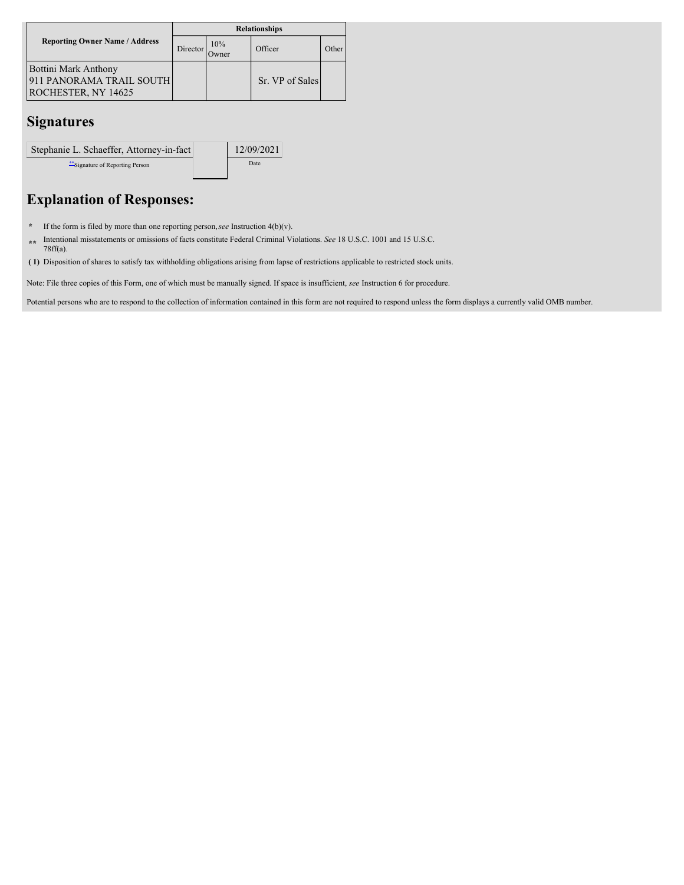| Reporting Owner Name / Address | Relationships | | | |
| --- | --- | --- | --- | --- |
| | Director | 10% Owner | Officer | Other |
| Bottini Mark Anthony<br>911 PANORAMA TRAIL SOUTH<br>ROCHESTER, NY 14625 | | | Sr. VP of Sales | |

## Signatures

| | | |
| --- | --- | --- |
| Stephanie L. Schaeffer, Attorney-in-fact | | 12/09/2021 |
| **Signature of Reporting Person | | Date |

## Explanation of Responses:

* If the form is filed by more than one reporting person, *see* Instruction 4(b)(v).

** Intentional misstatements or omissions of facts constitute Federal Criminal Violations. *See* 18 U.S.C. 1001 and 15 U.S.C. 78ff(a).

**( 1)** Disposition of shares to satisfy tax withholding obligations arising from lapse of restrictions applicable to restricted stock units.

Note: File three copies of this Form, one of which must be manually signed. If space is insufficient, *see* Instruction 6 for procedure.

Potential persons who are to respond to the collection of information contained in this form are not required to respond unless the form displays a currently valid OMB number.